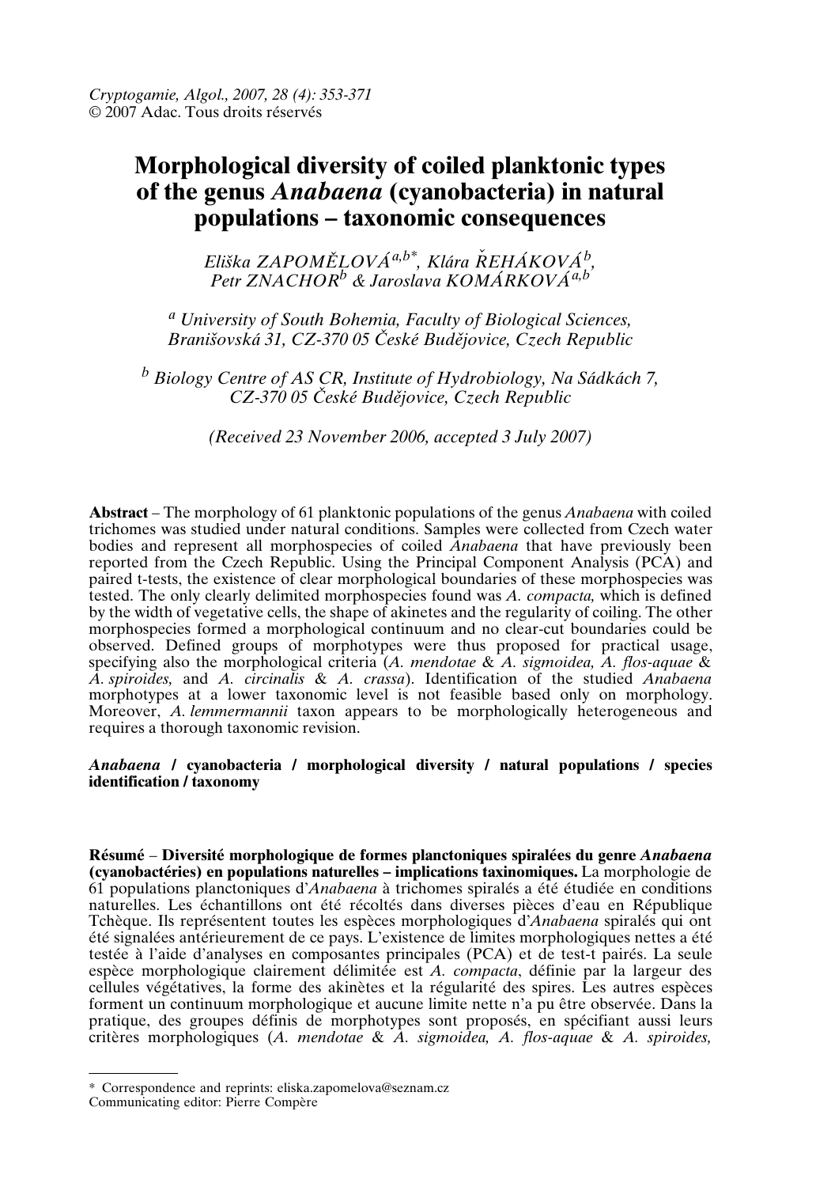*Cryptogamie, Algol., 2007, 28 (4): 353-371*
© 2007 Adac. Tous droits réservés

# Morphological diversity of coiled planktonic types of the genus *Anabaena* (cyanobacteria) in natural populations – taxonomic consequences

*Eliška ZAPOMĚLOVÁ*[a,b*], *Klára ŘEHÁKOVÁ*[b], *Petr ZNACHOR*[b] & *Jaroslava KOMÁRKOVÁ*[a,b]

[a] *University of South Bohemia, Faculty of Biological Sciences, Branišovská 31, CZ-370 05 České Budějovice, Czech Republic*

[b] *Biology Centre of AS CR, Institute of Hydrobiology, Na Sádkách 7, CZ-370 05 České Budějovice, Czech Republic*

*(Received 23 November 2006, accepted 3 July 2007)*

**Abstract** – The morphology of 61 planktonic populations of the genus *Anabaena* with coiled trichomes was studied under natural conditions. Samples were collected from Czech water bodies and represent all morphospecies of coiled *Anabaena* that have previously been reported from the Czech Republic. Using the Principal Component Analysis (PCA) and paired t-tests, the existence of clear morphological boundaries of these morphospecies was tested. The only clearly delimited morphospecies found was *A. compacta,* which is defined by the width of vegetative cells, the shape of akinetes and the regularity of coiling. The other morphospecies formed a morphological continuum and no clear-cut boundaries could be observed. Defined groups of morphotypes were thus proposed for practical usage, specifying also the morphological criteria (*A. mendotae* & *A. sigmoidea, A. flos-aquae* & *A. spiroides,* and *A. circinalis* & *A. crassa*). Identification of the studied *Anabaena* morphotypes at a lower taxonomic level is not feasible based only on morphology. Moreover, *A. lemmermannii* taxon appears to be morphologically heterogeneous and requires a thorough taxonomic revision.

***Anabaena* / cyanobacteria / morphological diversity / natural populations / species identification / taxonomy**

**Résumé** – **Diversité morphologique de formes planctoniques spiralées du genre *Anabaena* (cyanobactéries) en populations naturelles – implications taxinomiques.** La morphologie de 61 populations planctoniques d'*Anabaena* à trichomes spiralés a été étudiée en conditions naturelles. Les échantillons ont été récoltés dans diverses pièces d'eau en République Tchèque. Ils représentent toutes les espèces morphologiques d'*Anabaena* spiralés qui ont été signalées antérieurement de ce pays. L'existence de limites morphologiques nettes a été testée à l'aide d'analyses en composantes principales (PCA) et de test-t pairés. La seule espèce morphologique clairement délimitée est *A. compacta*, définie par la largeur des cellules végétatives, la forme des akinètes et la régularité des spires. Les autres espèces forment un continuum morphologique et aucune limite nette n'a pu être observée. Dans la pratique, des groupes définis de morphotypes sont proposés, en spécifiant aussi leurs critères morphologiques (*A. mendotae* & *A. sigmoidea, A. flos-aquae* & *A. spiroides,*

---

\* Correspondence and reprints: eliska.zapomelova@seznam.cz
Communicating editor: Pierre Compère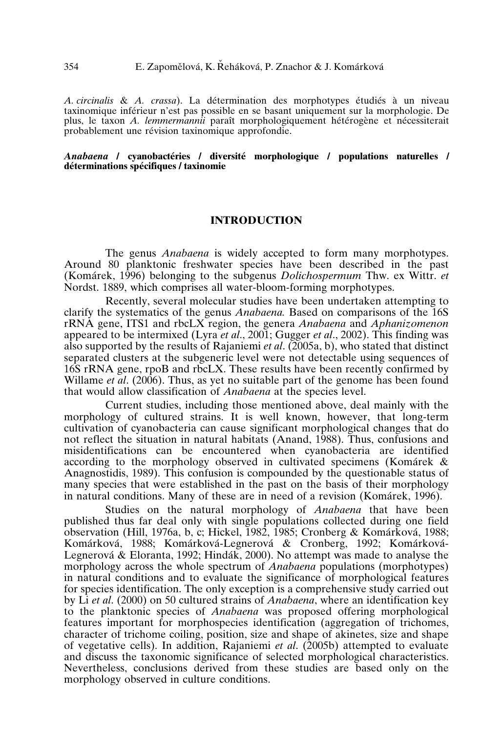*A. circinalis* & *A. crassa*). La détermination des morphotypes étudiés à un niveau taxinomique inférieur n'est pas possible en se basant uniquement sur la morphologie. De plus, le taxon *A. lemmermannii* paraît morphologiquement hétérogène et nécessiterait probablement une révision taxinomique approfondie.

***Anabaena* / cyanobactéries / diversité morphologique / populations naturelles / déterminations spécifiques / taxinomie**

## INTRODUCTION

The genus *Anabaena* is widely accepted to form many morphotypes. Around 80 planktonic freshwater species have been described in the past (Komárek, 1996) belonging to the subgenus *Dolichospermum* Thw. ex Wittr. *et* Nordst. 1889, which comprises all water-bloom-forming morphotypes.

Recently, several molecular studies have been undertaken attempting to clarify the systematics of the genus *Anabaena.* Based on comparisons of the 16S rRNA gene, ITS1 and rbcLX region, the genera *Anabaena* and *Aphanizomenon* appeared to be intermixed (Lyra *et al*., 2001; Gugger *et al*., 2002). This finding was also supported by the results of Rajaniemi *et al*. (2005a, b), who stated that distinct separated clusters at the subgeneric level were not detectable using sequences of 16S rRNA gene, rpoB and rbcLX. These results have been recently confirmed by Willame *et al*. (2006). Thus, as yet no suitable part of the genome has been found that would allow classification of *Anabaena* at the species level.

Current studies, including those mentioned above, deal mainly with the morphology of cultured strains. It is well known, however, that long-term cultivation of cyanobacteria can cause significant morphological changes that do not reflect the situation in natural habitats (Anand, 1988). Thus, confusions and misidentifications can be encountered when cyanobacteria are identified according to the morphology observed in cultivated specimens (Komárek & Anagnostidis, 1989). This confusion is compounded by the questionable status of many species that were established in the past on the basis of their morphology in natural conditions. Many of these are in need of a revision (Komárek, 1996).

Studies on the natural morphology of *Anabaena* that have been published thus far deal only with single populations collected during one field observation (Hill, 1976a, b, c; Hickel, 1982, 1985; Cronberg & Komárková, 1988; Komárková, 1988; Komárková-Legnerová & Cronberg, 1992; Komárková-Legnerová & Eloranta, 1992; Hindák, 2000). No attempt was made to analyse the morphology across the whole spectrum of *Anabaena* populations (morphotypes) in natural conditions and to evaluate the significance of morphological features for species identification. The only exception is a comprehensive study carried out by Li *et al*. (2000) on 50 cultured strains of *Anabaena*, where an identification key to the planktonic species of *Anabaena* was proposed offering morphological features important for morphospecies identification (aggregation of trichomes, character of trichome coiling, position, size and shape of akinetes, size and shape of vegetative cells). In addition, Rajaniemi *et al*. (2005b) attempted to evaluate and discuss the taxonomic significance of selected morphological characteristics. Nevertheless, conclusions derived from these studies are based only on the morphology observed in culture conditions.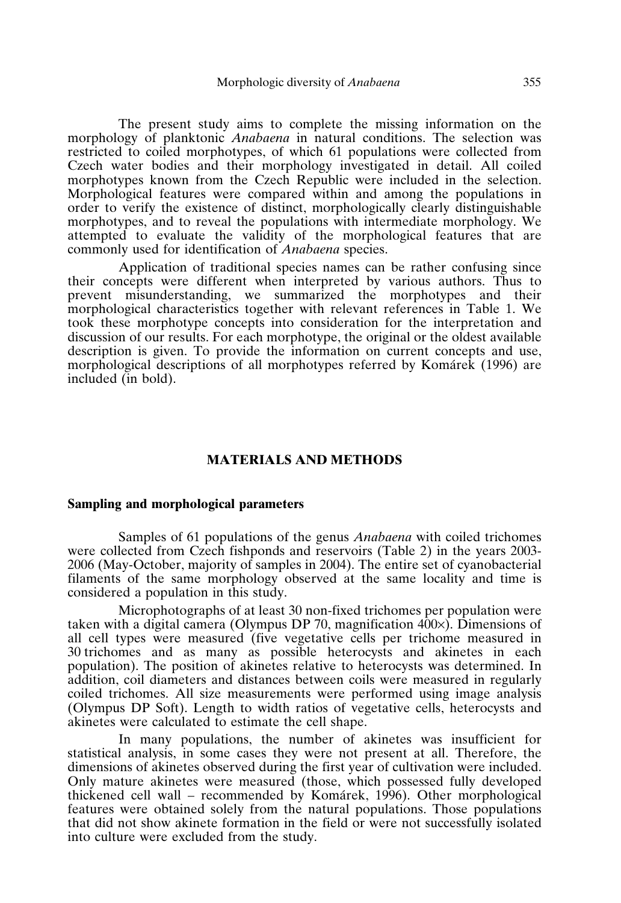The present study aims to complete the missing information on the morphology of planktonic *Anabaena* in natural conditions. The selection was restricted to coiled morphotypes, of which 61 populations were collected from Czech water bodies and their morphology investigated in detail. All coiled morphotypes known from the Czech Republic were included in the selection. Morphological features were compared within and among the populations in order to verify the existence of distinct, morphologically clearly distinguishable morphotypes, and to reveal the populations with intermediate morphology. We attempted to evaluate the validity of the morphological features that are commonly used for identification of *Anabaena* species.

Application of traditional species names can be rather confusing since their concepts were different when interpreted by various authors. Thus to prevent misunderstanding, we summarized the morphotypes and their morphological characteristics together with relevant references in Table 1. We took these morphotype concepts into consideration for the interpretation and discussion of our results. For each morphotype, the original or the oldest available description is given. To provide the information on current concepts and use, morphological descriptions of all morphotypes referred by Komárek (1996) are included (in bold).

## MATERIALS AND METHODS

### Sampling and morphological parameters

Samples of 61 populations of the genus *Anabaena* with coiled trichomes were collected from Czech fishponds and reservoirs (Table 2) in the years 2003-2006 (May-October, majority of samples in 2004). The entire set of cyanobacterial filaments of the same morphology observed at the same locality and time is considered a population in this study.

Microphotographs of at least 30 non-fixed trichomes per population were taken with a digital camera (Olympus DP 70, magnification 400×). Dimensions of all cell types were measured (five vegetative cells per trichome measured in 30 trichomes and as many as possible heterocysts and akinetes in each population). The position of akinetes relative to heterocysts was determined. In addition, coil diameters and distances between coils were measured in regularly coiled trichomes. All size measurements were performed using image analysis (Olympus DP Soft). Length to width ratios of vegetative cells, heterocysts and akinetes were calculated to estimate the cell shape.

In many populations, the number of akinetes was insufficient for statistical analysis, in some cases they were not present at all. Therefore, the dimensions of akinetes observed during the first year of cultivation were included. Only mature akinetes were measured (those, which possessed fully developed thickened cell wall – recommended by Komárek, 1996). Other morphological features were obtained solely from the natural populations. Those populations that did not show akinete formation in the field or were not successfully isolated into culture were excluded from the study.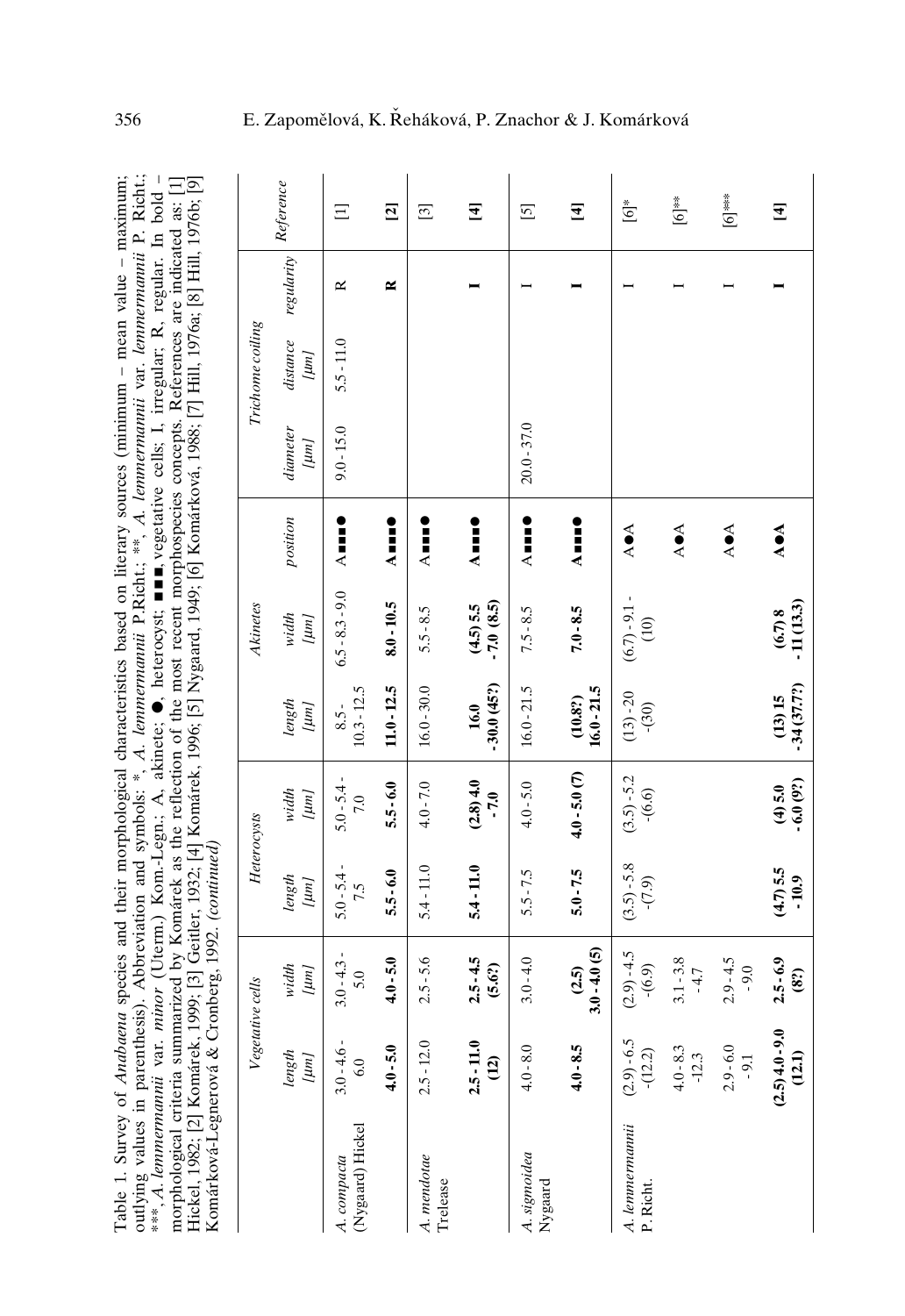Table 1. Survey of *Anabaena* species and their morphological characteristics based on literary sources (minimum – mean value – maximum; outlying values in parenthesis). Abbreviation and symbols: *, *A. lemmermannii* P.Richt.; **, *A. lemmermannii* var. *lemmermannii* P. Richt.; ***, *A. lemmermannii* var. *minor* (Uterm.) Kom.-Legn.; A, akinete; ●, heterocyst; ■■■, vegetative cells; I, irregular; R, regular. In bold – morphological criteria summarized by Komárek as the reflection of the most recent morphospecies concepts. References are indicated as: [1] Hickel, 1982; [2] Komárek, 1999; [3] Geitler, 1932; [4] Komárek, 1996; [5] Nygaard, 1949; [6] Komárková, 1988; [7] Hill, 1976a; [8] Hill, 1976b; [9] Komárková-Legnerová & Cronberg, 1992. (*continued*)

| | Vegetative cells | | Heterocysts | | Akinetes | | | Trichome coiling | | | Reference |
|---|---|---|---|---|---|---|---|---|---|---|---|
| | length [µm] | width [µm] | length [µm] | width [µm] | length [µm] | width [µm] | position | diameter [µm] | distance [µm] | regularity | |
| *A. compacta* (Nygaard) Hickel | 3.0 - 4.6 - 6.0 | 3.0 - 4.3 - 5.0 | 5.0 - 5.4 - 7.5 | 5.0 - 5.4 - 7.0 | 8.5 - 10.3 - 12.5 | 6.5 - 8.3 - 9.0 | A■■■● | 9.0 - 15.0 | 5.5 - 11.0 | R | [1] |
| | **4.0 - 5.0** | **4.0 - 5.0** | **5.5 - 6.0** | **5.5 - 6.0** | **11.0 - 12.5** | **8.0 - 10.5** | **A■■■●** | | | **R** | **[2]** |
| *A. mendotae* Trelease | 2.5 - 12.0 | 2.5 - 5.6 | 5.4 - 11.0 | 4.0 - 7.0 | 16.0 - 30.0 | 5.5 - 8.5 | A■■■● | | | | [3] |
| | **2.5 - 11.0 (12)** | **2.5 - 4.5 (5.6?)** | **5.4 - 11.0** | **(2.8) 4.0 - 7.0** | **16.0 - 30.0 (45?)** | **(4.5) 5.5 - 7.0 (8.5)** | **A■■■●** | | | **I** | **[4]** |
| *A. sigmoidea* Nygaard | 4.0 - 8.0 | 3.0 - 4.0 | 5.5 - 7.5 | 4.0 - 5.0 | 16.0 - 21.5 | 7.5 - 8.5 | A■■■● | 20.0 - 37.0 | | I | [5] |
| | **4.0 - 8.5** | **(2.5) 3.0 - 4.0 (5)** | **5.0 - 7.5** | **4.0 - 5.0 (7)** | **(10.8?) 16.0 - 21.5** | **7.0 - 8.5** | **A■■■●** | | | **I** | **[4]** |
| *A. lemmermannii* P. Richt. | (2.9) - 6.5 - (12.2) | (2.9) - 4.5 - (6.9) | (3.5) - 5.8 - (7.9) | (3.5) - 5.2 - (6.6) | (13) - 20 - (30) | (6.7) - 9.1 - (10) | A●A | | | I | [6]* |
| | 4.0 - 8.3 - 12.3 | 3.1 - 3.8 - 4.7 | | | | | A●A | | | I | [6]** |
| | 2.9 - 6.0 - 9.1 | 2.9 - 4.5 - 9.0 | | | | | A●A | | | I | [6]*** |
| | **(2.5) 4.0 - 9.0 (12.1)** | **2.5 - 6.9 (8?)** | **(4.7) 5.5 - 10.9** | **(4) 5.0 - 6.0 (9?)** | **(13) 15 - 34 (37.7?)** | **(6.7) 8 - 11 (13.3)** | **A●A** | | | **I** | **[4]** |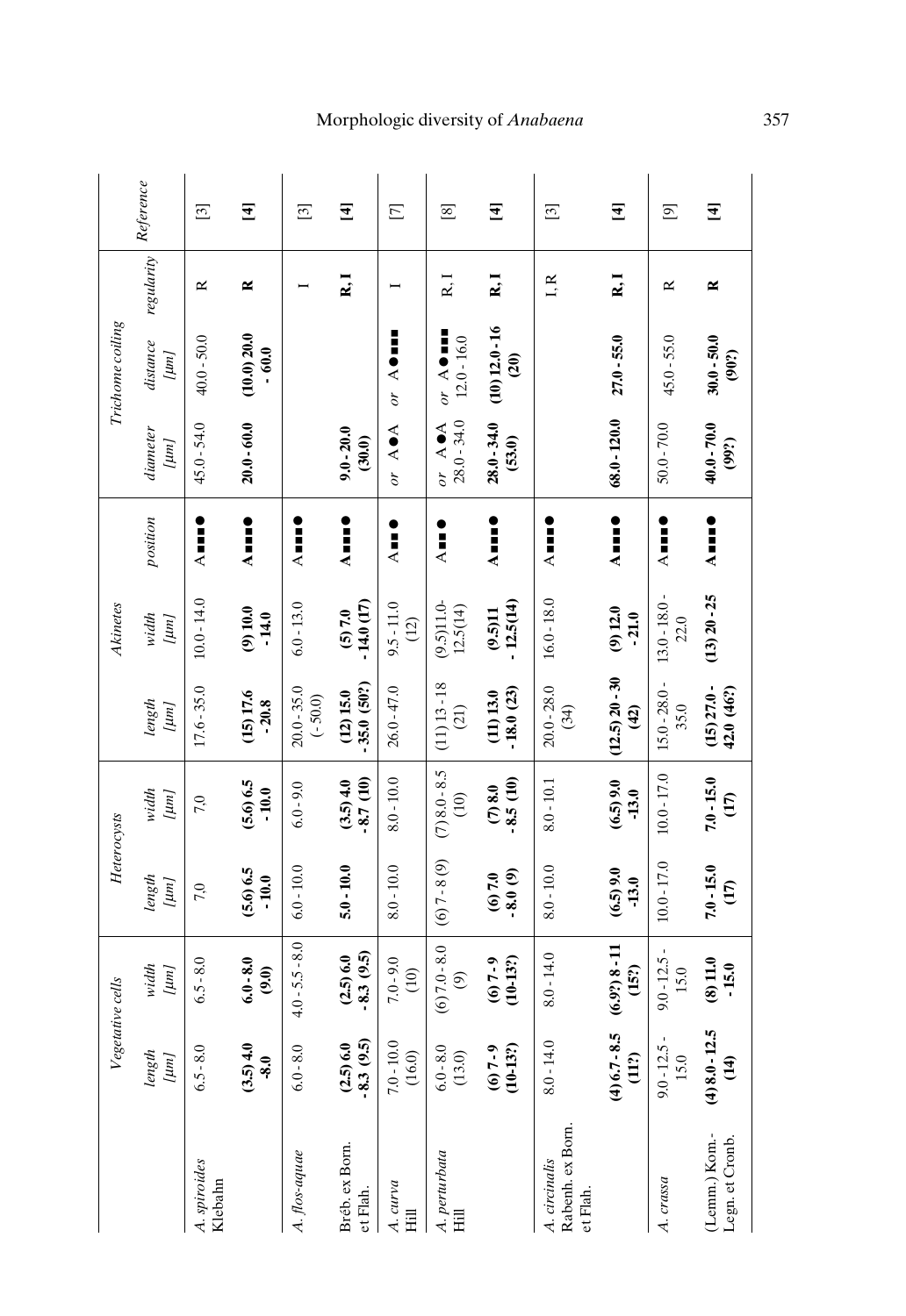| | Vegetative cells | | Heterocysts | | Akinetes | | | Trichome coiling | | | Reference |
|---|---|---|---|---|---|---|---|---|---|---|---|
| | length [µm] | width [µm] | length [µm] | width [µm] | length [µm] | width [µm] | position | diameter [µm] | distance [µm] | regularity | |
| *A. spiroides* Klebahn | 6.5 - 8.0 | 6.5 - 8.0 | 7.0 | 7.0 | 17.6 - 35.0 | 10.0 - 14.0 | A■■■● | 45.0 - 54.0 | 40.0 - 50.0 | R | [3] |
| | **(3.5) 4.0 -8.0** | **6.0 - 8.0 (9.0)** | **(5.6) 6.5 - 10.0** | **(5.6) 6.5 -10.0** | **(15) 17.6 -20.8** | **(9) 10.0 -14.0** | **A■■■●** | **20.0 - 60.0** | **(10.0) 20.0 - 60.0** | **R** | **[4]** |
| *A. flos-aquae* | 6.0 - 8.0 | 4.0 - 5.5 - 8.0 | 6.0 - 10.0 | 6.0 - 9.0 | 20.0 - 35.0 (- 50.0) | 6.0 - 13.0 | A■■■● | | | I | [3] |
| Bréb. ex Born. et Flah. | **(2.5) 6.0 - 8.3 (9.5)** | **(2.5) 6.0 - 8.3 (9.5)** | **5.0 - 10.0** | **(3.5) 4.0 - 8.7 (10)** | **(12) 15.0 - 35.0 (50?)** | **(5) 7.0 - 14.0 (17)** | **A■■■●** | **9.0 - 20.0 (30.0)** | | **R, I** | **[4]** |
| *A. curva* Hill | 7.0 - 10.0 (16.0) | 7.0 - 9.0 (10) | 8.0 - 10.0 | 8.0 - 10.0 | 26.0 - 47.0 | 9.5 - 11.0 (12) | A■■● | or A●A | or A●■■■ | I | [7] |
| *A. perturbata* Hill | 6.0 - 8.0 (13.0) | (6) 7.0 - 8.0 (9) | (6) 7 - 8 (9) | (7) 8.0 - 8.5 (10) | (11) 13 - 18 (21) | (9.5) 11.0- 12.5 (14) | A■■● | or A●A 28.0 - 34.0 | or A●■■■ 12.0 - 16.0 | R, I | [8] |
| | **(6) 7 - 9 (10-13?)** | **(6) 7 - 9 (10-13?)** | **(6) 7.0 - 8.0 (9)** | **(7) 8.0 - 8.5 (10)** | **(11) 13.0 - 18.0 (23)** | **(9.5) 11 - 12.5 (14)** | **A■■■●** | **28.0 - 34.0 (53.0)** | **(10) 12.0 - 16 (20)** | **R, I** | **[4]** |
| *A. circinalis* Rabenh. ex Born. et Flah. | 8.0 - 14.0 | 8.0 - 14.0 | 8.0 - 10.0 | 8.0 - 10.1 | 20.0 - 28.0 (34) | 16.0 - 18.0 | A■■■● | | | I, R | [3] |
| | **(4) 6.7 - 8.5 (11?)** | **(6.9?) 8 - 11 (15?)** | **(6.5) 9.0 -13.0** | **(6.5) 9.0 -13.0** | **(12.5) 20 - 30 (42)** | **(9) 12.0 - 21.0** | **A■■■●** | **68.0 - 120.0** | **27.0 - 55.0** | **R, I** | **[4]** |
| *A. crassa* | 9.0 - 12.5 - 15.0 | 9.0 - 12.5 - 15.0 | 10.0 - 17.0 | 10.0 - 17.0 | 15.0 - 28.0 - 35.0 | 13.0 - 18.0 - 22.0 | A■■■● | 50.0 - 70.0 | 45.0 - 55.0 | R | [9] |
| (Lemm.) Kom.-Legn. et Cronb. | **(4) 8.0 - 12.5 (14)** | **(8) 11.0 - 15.0** | **7.0 - 15.0 (17)** | **7.0 - 15.0 (17)** | **(15) 27.0 - 42.0 (46?)** | **(13) 20 - 25** | **A■■■●** | **40.0 - 70.0 (99?)** | **30.0 - 50.0 (90?)** | **R** | **[4]** |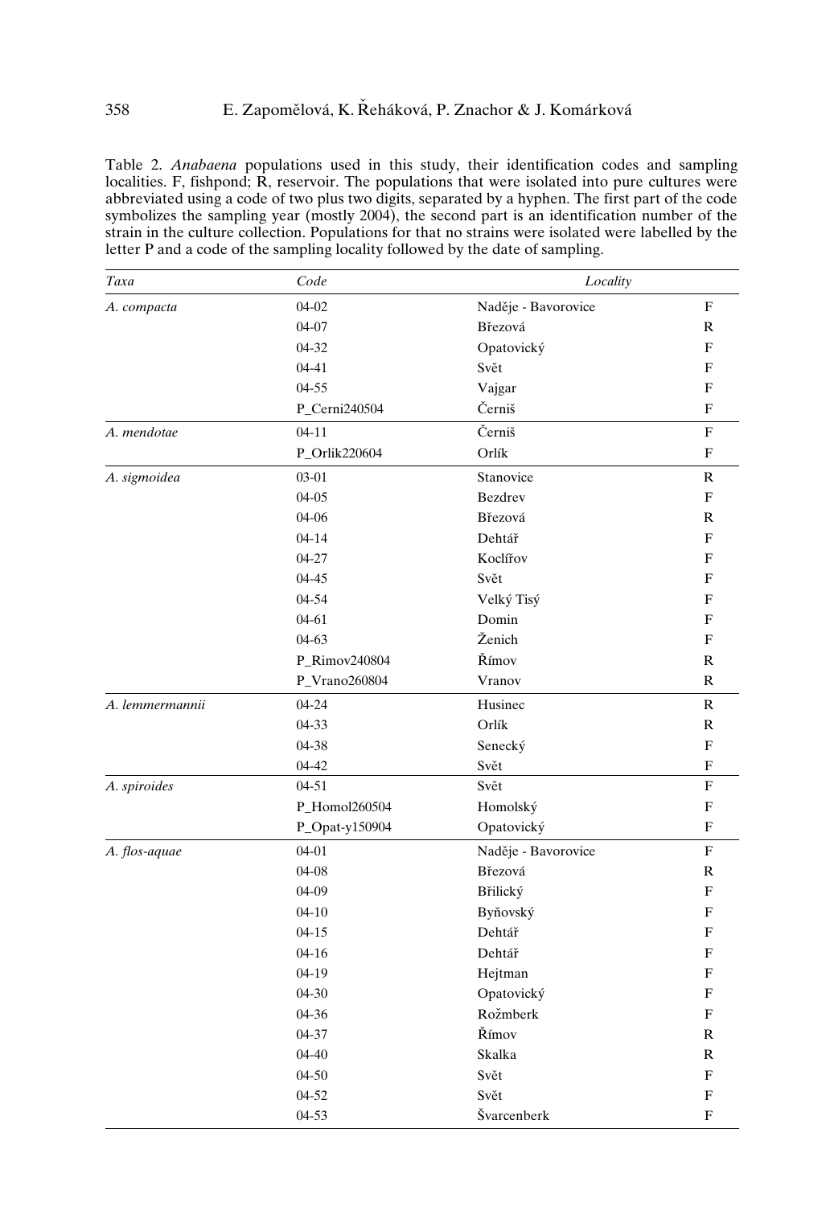Table 2. *Anabaena* populations used in this study, their identification codes and sampling localities. F, fishpond; R, reservoir. The populations that were isolated into pure cultures were abbreviated using a code of two plus two digits, separated by a hyphen. The first part of the code symbolizes the sampling year (mostly 2004), the second part is an identification number of the strain in the culture collection. Populations for that no strains were isolated were labelled by the letter P and a code of the sampling locality followed by the date of sampling.

| *Taxa* | *Code* | *Locality* | |
|---|---|---|---|
| *A. compacta* | 04-02 | Naděje - Bavorovice | F |
| | 04-07 | Březová | R |
| | 04-32 | Opatovický | F |
| | 04-41 | Svět | F |
| | 04-55 | Vajgar | F |
| | P_Cerni240504 | Černiš | F |
| *A. mendotae* | 04-11 | Černiš | F |
| | P_Orlik220604 | Orlík | F |
| *A. sigmoidea* | 03-01 | Stanovice | R |
| | 04-05 | Bezdrev | F |
| | 04-06 | Březová | R |
| | 04-14 | Dehtář | F |
| | 04-27 | Koclířov | F |
| | 04-45 | Svět | F |
| | 04-54 | Velký Tisý | F |
| | 04-61 | Domin | F |
| | 04-63 | Ženich | F |
| | P_Rimov240804 | Římov | R |
| | P_Vrano260804 | Vranov | R |
| *A. lemmermannii* | 04-24 | Husinec | R |
| | 04-33 | Orlík | R |
| | 04-38 | Senecký | F |
| | 04-42 | Svět | F |
| *A. spiroides* | 04-51 | Svět | F |
| | P_Homol260504 | Homolský | F |
| | P_Opat-y150904 | Opatovický | F |
| *A. flos-aquae* | 04-01 | Naděje - Bavorovice | F |
| | 04-08 | Březová | R |
| | 04-09 | Břilický | F |
| | 04-10 | Byňovský | F |
| | 04-15 | Dehtář | F |
| | 04-16 | Dehtář | F |
| | 04-19 | Hejtman | F |
| | 04-30 | Opatovický | F |
| | 04-36 | Rožmberk | F |
| | 04-37 | Římov | R |
| | 04-40 | Skalka | R |
| | 04-50 | Svět | F |
| | 04-52 | Svět | F |
| | 04-53 | Švarcenberk | F |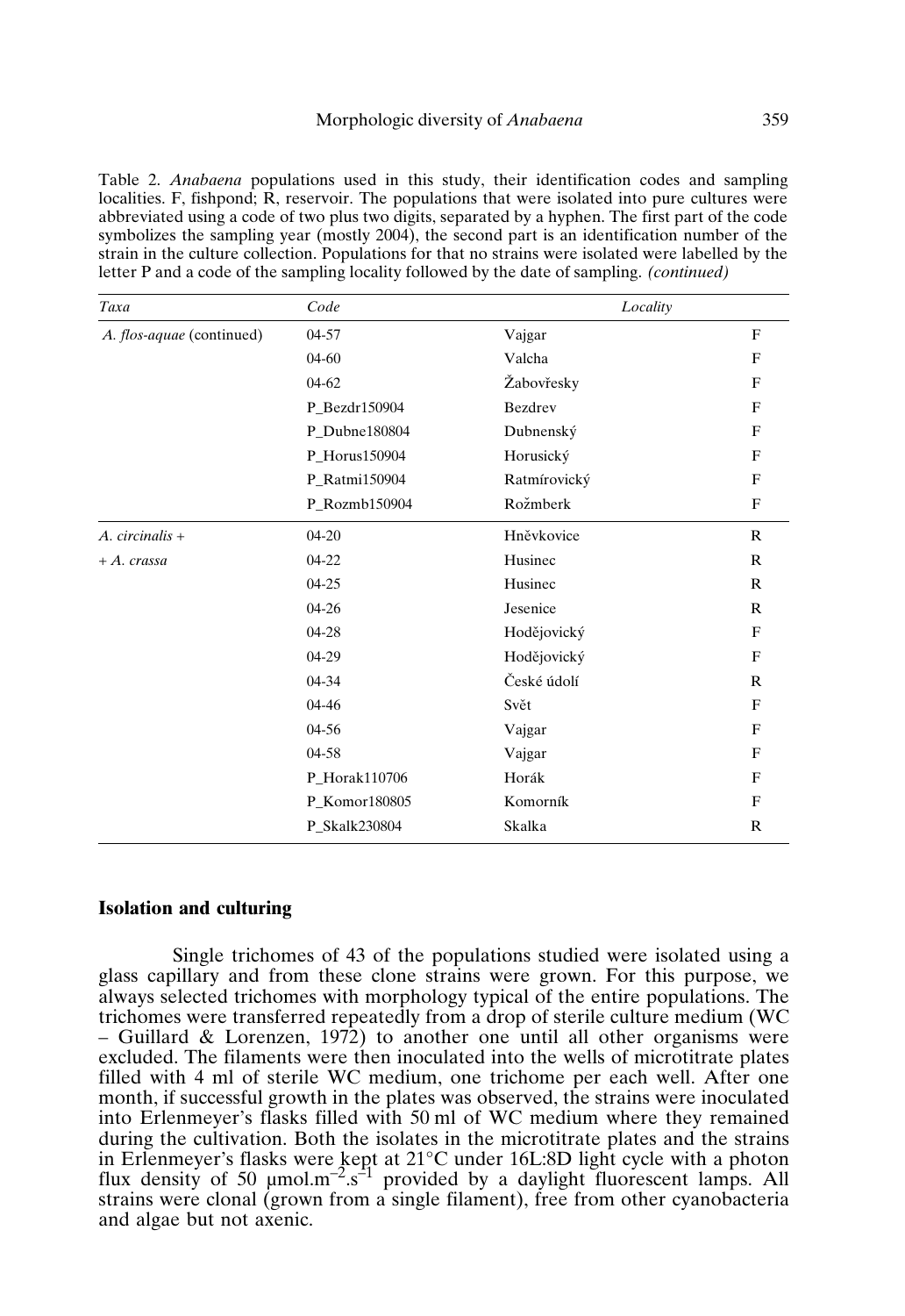Table 2. *Anabaena* populations used in this study, their identification codes and sampling localities. F, fishpond; R, reservoir. The populations that were isolated into pure cultures were abbreviated using a code of two plus two digits, separated by a hyphen. The first part of the code symbolizes the sampling year (mostly 2004), the second part is an identification number of the strain in the culture collection. Populations for that no strains were isolated were labelled by the letter P and a code of the sampling locality followed by the date of sampling. *(continued)*

| *Taxa* | *Code* | *Locality* | |
|---|---|---|---|
| *A. flos-aquae* (continued) | 04-57 | Vajgar | F |
| | 04-60 | Valcha | F |
| | 04-62 | Žabovřesky | F |
| | P_Bezdr150904 | Bezdrev | F |
| | P_Dubne180804 | Dubnenský | F |
| | P_Horus150904 | Horusický | F |
| | P_Ratmi150904 | Ratmírovický | F |
| | P_Rozmb150904 | Rožmberk | F |
| *A. circinalis* + | 04-20 | Hněvkovice | R |
| + *A. crassa* | 04-22 | Husinec | R |
| | 04-25 | Husinec | R |
| | 04-26 | Jesenice | R |
| | 04-28 | Hodějovický | F |
| | 04-29 | Hodějovický | F |
| | 04-34 | České údolí | R |
| | 04-46 | Svět | F |
| | 04-56 | Vajgar | F |
| | 04-58 | Vajgar | F |
| | P_Horak110706 | Horák | F |
| | P_Komor180805 | Komorník | F |
| | P_Skalk230804 | Skalka | R |

### Isolation and culturing

Single trichomes of 43 of the populations studied were isolated using a glass capillary and from these clone strains were grown. For this purpose, we always selected trichomes with morphology typical of the entire populations. The trichomes were transferred repeatedly from a drop of sterile culture medium (WC – Guillard & Lorenzen, 1972) to another one until all other organisms were excluded. The filaments were then inoculated into the wells of microtitrate plates filled with 4 ml of sterile WC medium, one trichome per each well. After one month, if successful growth in the plates was observed, the strains were inoculated into Erlenmeyer's flasks filled with 50 ml of WC medium where they remained during the cultivation. Both the isolates in the microtitrate plates and the strains in Erlenmeyer's flasks were kept at 21°C under 16L:8D light cycle with a photon flux density of 50 μmol.m$^{-2}$.s$^{-1}$ provided by a daylight fluorescent lamps. All strains were clonal (grown from a single filament), free from other cyanobacteria and algae but not axenic.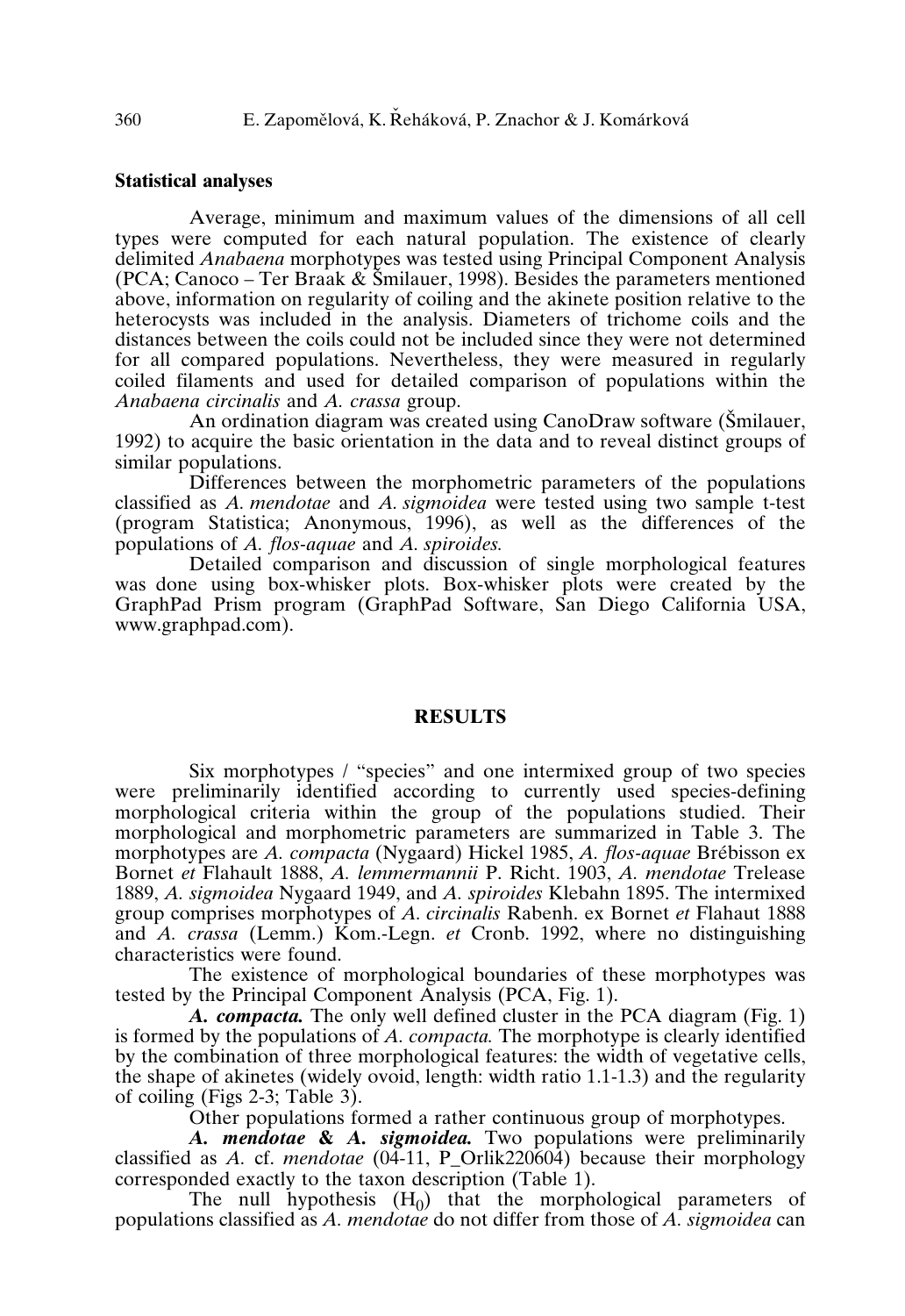### Statistical analyses

Average, minimum and maximum values of the dimensions of all cell types were computed for each natural population. The existence of clearly delimited *Anabaena* morphotypes was tested using Principal Component Analysis (PCA; Canoco – Ter Braak & Šmilauer, 1998). Besides the parameters mentioned above, information on regularity of coiling and the akinete position relative to the heterocysts was included in the analysis. Diameters of trichome coils and the distances between the coils could not be included since they were not determined for all compared populations. Nevertheless, they were measured in regularly coiled filaments and used for detailed comparison of populations within the *Anabaena circinalis* and *A. crassa* group.

An ordination diagram was created using CanoDraw software (Šmilauer, 1992) to acquire the basic orientation in the data and to reveal distinct groups of similar populations.

Differences between the morphometric parameters of the populations classified as *A. mendotae* and *A. sigmoidea* were tested using two sample t-test (program Statistica; Anonymous, 1996), as well as the differences of the populations of *A. flos-aquae* and *A. spiroides.*

Detailed comparison and discussion of single morphological features was done using box-whisker plots. Box-whisker plots were created by the GraphPad Prism program (GraphPad Software, San Diego California USA, www.graphpad.com).

## RESULTS

Six morphotypes / "species" and one intermixed group of two species were preliminarily identified according to currently used species-defining morphological criteria within the group of the populations studied. Their morphological and morphometric parameters are summarized in Table 3. The morphotypes are *A. compacta* (Nygaard) Hickel 1985, *A. flos-aquae* Brébisson ex Bornet *et* Flahault 1888, *A. lemmermannii* P. Richt. 1903, *A. mendotae* Trelease 1889, *A. sigmoidea* Nygaard 1949, and *A. spiroides* Klebahn 1895. The intermixed group comprises morphotypes of *A. circinalis* Rabenh. ex Bornet *et* Flahaut 1888 and *A. crassa* (Lemm.) Kom.-Legn. *et* Cronb. 1992, where no distinguishing characteristics were found.

The existence of morphological boundaries of these morphotypes was tested by the Principal Component Analysis (PCA, Fig. 1).

***A. compacta.*** The only well defined cluster in the PCA diagram (Fig. 1) is formed by the populations of *A. compacta.* The morphotype is clearly identified by the combination of three morphological features: the width of vegetative cells, the shape of akinetes (widely ovoid, length: width ratio 1.1-1.3) and the regularity of coiling (Figs 2-3; Table 3).

Other populations formed a rather continuous group of morphotypes.

***A. mendotae & A. sigmoidea.*** Two populations were preliminarily classified as *A.* cf. *mendotae* (04-11, P_Orlik220604) because their morphology corresponded exactly to the taxon description (Table 1).

The null hypothesis ($H_0$) that the morphological parameters of populations classified as *A. mendotae* do not differ from those of *A. sigmoidea* can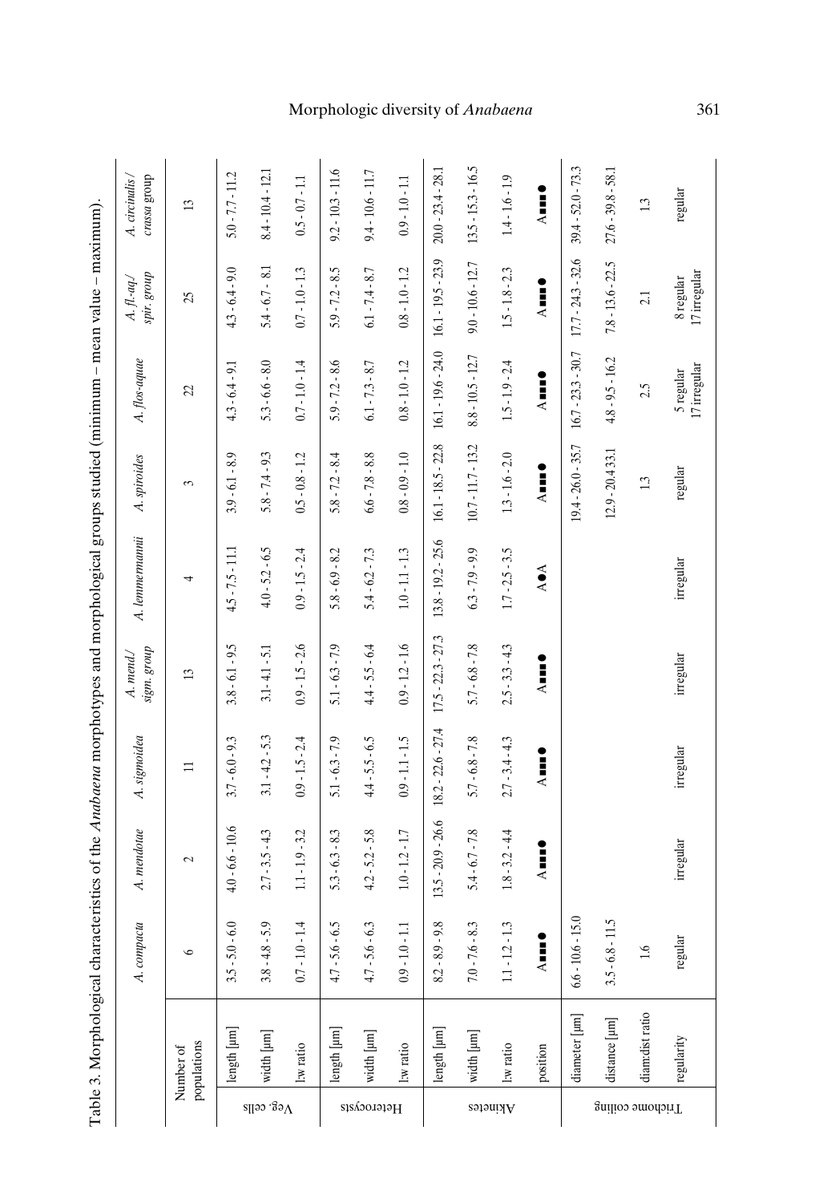Table 3. Morphological characteristics of the *Anabaena* morphotypes and morphological groups studied (minimum – mean value – maximum).

| | | *A. compacta* | *A. mendotae* | *A. sigmoidea* | *A. mend./ sigm. group* | *A. lemmermannii* | *A. spiroides* | *A. flos-aquae* | *A. fl.-aq./ spir. group* | *A. circinalis / crassa* group |
|---|---|---|---|---|---|---|---|---|---|---|
| Number of populations | | 6 | 2 | 11 | 13 | 4 | 3 | 22 | 25 | 13 |
| Veg. cells | length [µm] | 3.5 - 5.0 - 6.0 | 4.0 - 6.6 - 10.6 | 3.7 - 6.0 - 9.3 | 3.8 - 6.1 - 9.5 | 4.5 - 7.5 - 11.1 | 3.9 - 6.1 - 8.9 | 4.3 - 6.4 - 9.1 | 4.3 - 6.4 - 9.0 | 5.0 - 7.7 - 11.2 |
| | width [µm] | 3.8 - 4.8 - 5.9 | 2.7 - 3.5 - 4.3 | 3.1 - 4.2 - 5.3 | 3.1- 4.1 - 5.1 | 4.0 - 5.2 - 6.5 | 5.8 - 7.4 - 9.3 | 5.3 - 6.6 - 8.0 | 5.4 - 6.7 - 8.1 | 8.4 - 10.4 - 12.1 |
| | l:w ratio | 0.7 - 1.0 - 1.4 | 1.1 - 1.9 - 3.2 | 0.9 - 1.5 - 2.4 | 0.9 - 1.5 - 2.6 | 0.9 - 1.5 - 2.4 | 0.5 - 0.8 - 1.2 | 0.7 - 1.0 - 1.4 | 0.7 - 1.0 - 1.3 | 0.5 - 0.7 - 1.1 |
| Heterocysts | length [µm] | 4.7 - 5.6 - 6.5 | 5.3 - 6.3 - 8.3 | 5.1 - 6.3 - 7.9 | 5.1 - 6.3 - 7.9 | 5.8 - 6.9 - 8.2 | 5.8 - 7.2 - 8.4 | 5.9 - 7.2 - 8.6 | 5.9 - 7.2 - 8.5 | 9.2 - 10.3 - 11.6 |
| | width [µm] | 4.7 - 5.6 - 6.3 | 4.2 - 5.2 - 5.8 | 4.4 - 5.5 - 6.5 | 4.4 - 5.5 - 6.4 | 5.4 - 6.2 - 7.3 | 6.6 - 7.8 - 8.8 | 6.1 - 7.3 - 8.7 | 6.1 - 7.4 - 8.7 | 9.4 - 10.6 - 11.7 |
| | l:w ratio | 0.9 - 1.0 - 1.1 | 1.0 - 1.2 - 1.7 | 0.9 - 1.1 - 1.5 | 0.9 - 1.2 - 1.6 | 1.0 - 1.1 - 1.3 | 0.8 - 0.9 - 1.0 | 0.8 - 1.0 - 1.2 | 0.8 - 1.0 - 1.2 | 0.9 - 1.0 - 1.1 |
| Akinetes | length [µm] | 8.2 - 8.9 - 9.8 | 13.5 - 20.9 - 26.6 | 18.2 - 22.6 - 27.4 | 17.5 - 22.3 - 27.3 | 13.8 - 19.2 - 25.6 | 16.1 - 18.5 - 22.8 | 16.1 - 19.6 - 24.0 | 16.1 - 19.5 - 23.9 | 20.0 - 23.4 - 28.1 |
| | width [µm] | 7.0 - 7.6 - 8.3 | 5.4 - 6.7 - 7.8 | 5.7 - 6.8 - 7.8 | 5.7 - 6.8 - 7.8 | 6.3 - 7.9 - 9.9 | 10.7 - 11.7 - 13.2 | 8.8 - 10.5 - 12.7 | 9.0 - 10.6 - 12.7 | 13.5 - 15.3 - 16.5 |
| | l:w ratio | 1.1 - 1.2 - 1.3 | 1.8 - 3.2 - 4.4 | 2.7 - 3.4 - 4.3 | 2.5 - 3.3 - 4.3 | 1.7 - 2.5 - 3.5 | 1.3 - 1.6 - 2.0 | 1.5 - 1.9 - 2.4 | 1.5 - 1.8 - 2.3 | 1.4 - 1.6 - 1.9 |
| | position | A■■■● | A■■■● | A■■■● | A■■■● | A●A | A■■■● | A■■■● | A■■■● | A■■■● |
| Trichome coiling | diameter [µm] | 6.6 - 10.6 - 15.0 | | | | | 19.4 - 26.0 - 35.7 | 16.7 - 23.3 - 30.7 | 17.7 - 24.3 - 32.6 | 39.4 - 52.0 - 73.3 |
| | distance [µm] | 3.5 - 6.8 - 11.5 | | | | | 12.9 - 20.4 33.1 | 4.8 - 9.5 - 16.2 | 7.8 - 13.6 - 22.5 | 27.6 - 39.8 - 58.1 |
| | diam:dist ratio | 1.6 | | | | | 1.3 | 2.5 | 2.1 | 1.3 |
| | regularity | regular | irregular | irregular | irregular | irregular | regular | 5 regular 17 irregular | 8 regular 17 irregular | regular |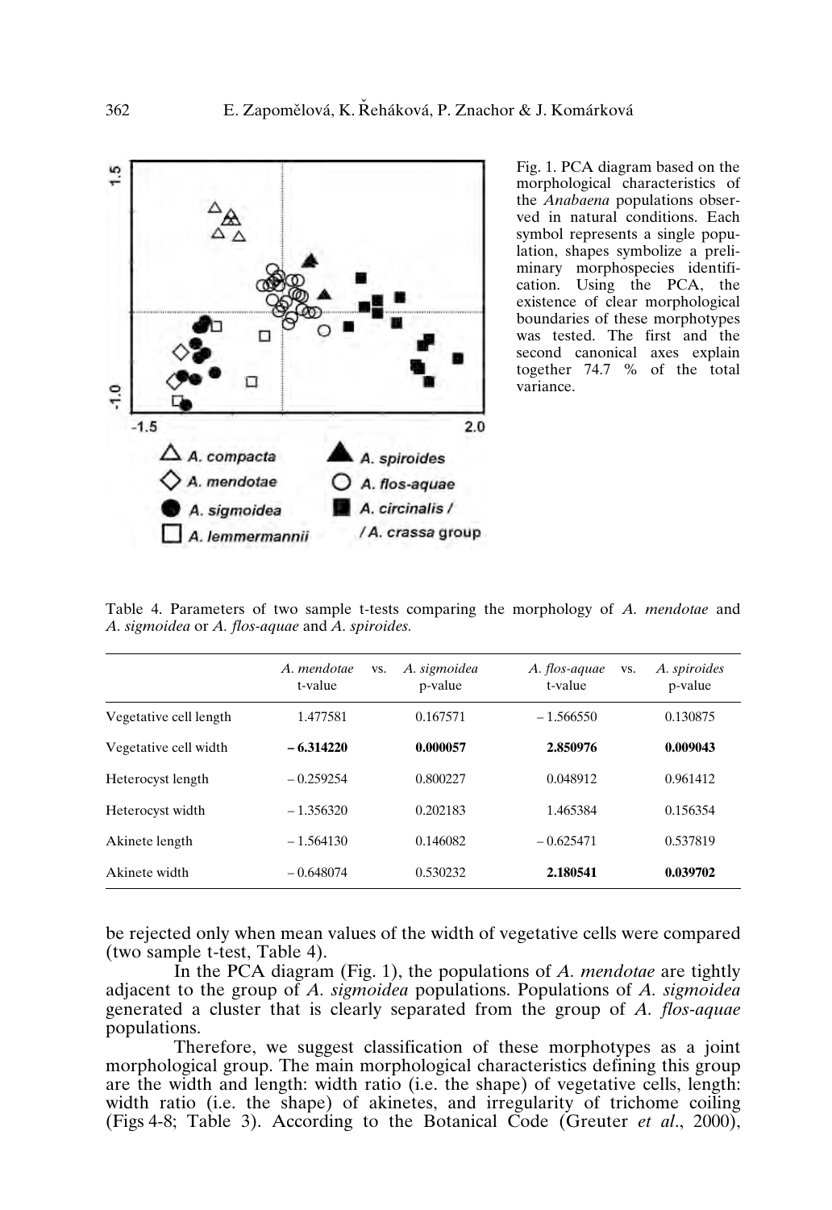Fig. 1. PCA diagram based on the morphological characteristics of the *Anabaena* populations observed in natural conditions. Each symbol represents a single population, shapes symbolize a preliminary morphospecies identification. Using the PCA, the existence of clear morphological boundaries of these morphotypes was tested. The first and the second canonical axes explain together 74.7 % of the total variance.

Table 4. Parameters of two sample t-tests comparing the morphology of *A. mendotae* and *A. sigmoidea* or *A. flos-aquae* and *A. spiroides*.

| | *A. mendotae* vs. t-value | *A. sigmoidea* p-value | *A. flos-aquae* vs. t-value | *A. spiroides* p-value |
|---|---|---|---|---|
| Vegetative cell length | 1.477581 | 0.167571 | – 1.566550 | 0.130875 |
| Vegetative cell width | **– 6.314220** | **0.000057** | **2.850976** | **0.009043** |
| Heterocyst length | – 0.259254 | 0.800227 | 0.048912 | 0.961412 |
| Heterocyst width | – 1.356320 | 0.202183 | 1.465384 | 0.156354 |
| Akinete length | – 1.564130 | 0.146082 | – 0.625471 | 0.537819 |
| Akinete width | – 0.648074 | 0.530232 | **2.180541** | **0.039702** |

be rejected only when mean values of the width of vegetative cells were compared (two sample t-test, Table 4).

In the PCA diagram (Fig. 1), the populations of *A. mendotae* are tightly adjacent to the group of *A. sigmoidea* populations. Populations of *A. sigmoidea* generated a cluster that is clearly separated from the group of *A. flos-aquae* populations.

Therefore, we suggest classification of these morphotypes as a joint morphological group. The main morphological characteristics defining this group are the width and length: width ratio (i.e. the shape) of vegetative cells, length: width ratio (i.e. the shape) of akinetes, and irregularity of trichome coiling (Figs 4-8; Table 3). According to the Botanical Code (Greuter *et al*., 2000),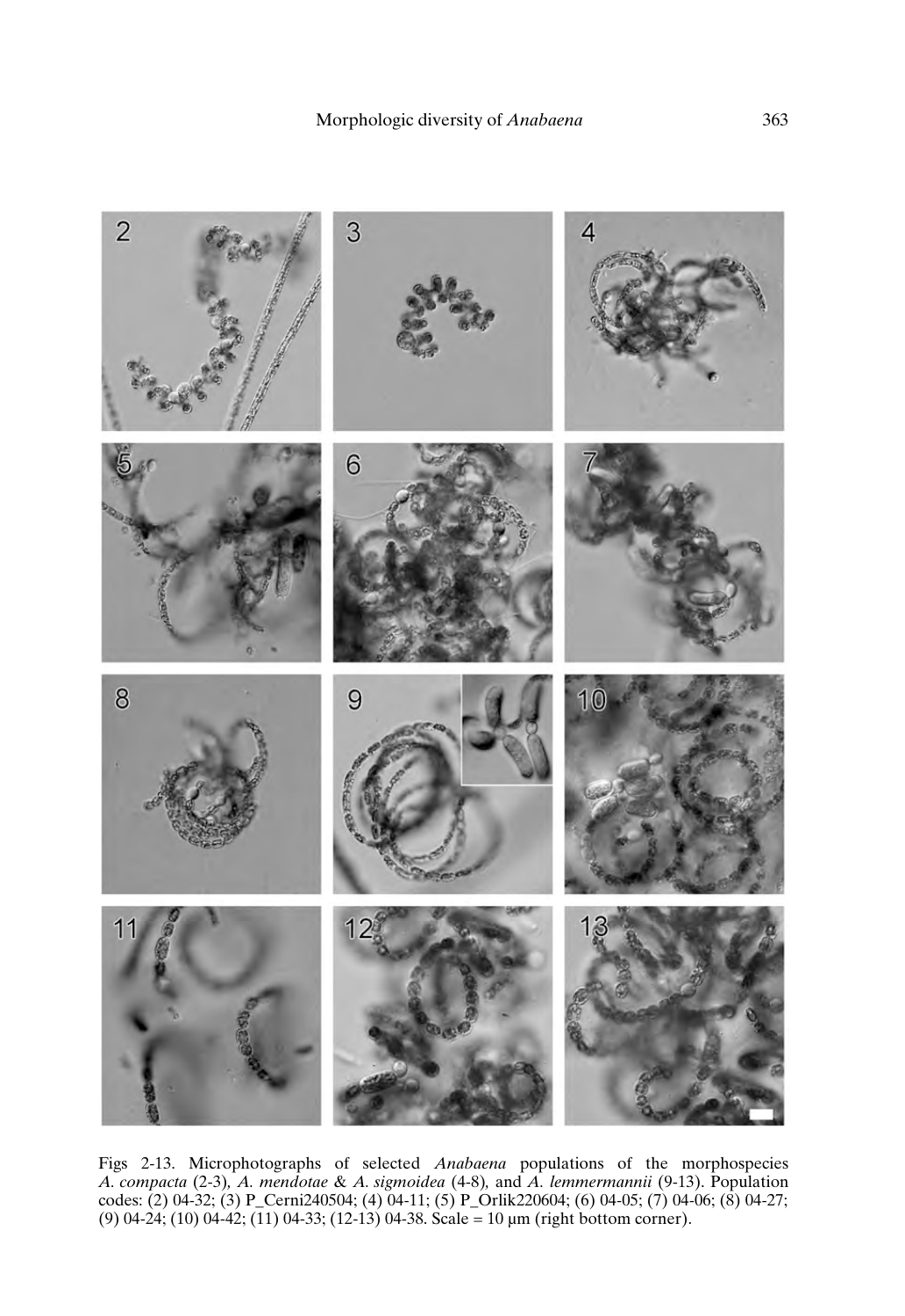Figs 2-13. Microphotographs of selected *Anabaena* populations of the morphospecies *A. compacta* (2-3), *A. mendotae* & *A. sigmoidea* (4-8), and *A. lemmermannii* (9-13). Population codes: (2) 04-32; (3) P_Cerni240504; (4) 04-11; (5) P_Orlik220604; (6) 04-05; (7) 04-06; (8) 04-27; (9) 04-24; (10) 04-42; (11) 04-33; (12-13) 04-38. Scale = 10 µm (right bottom corner).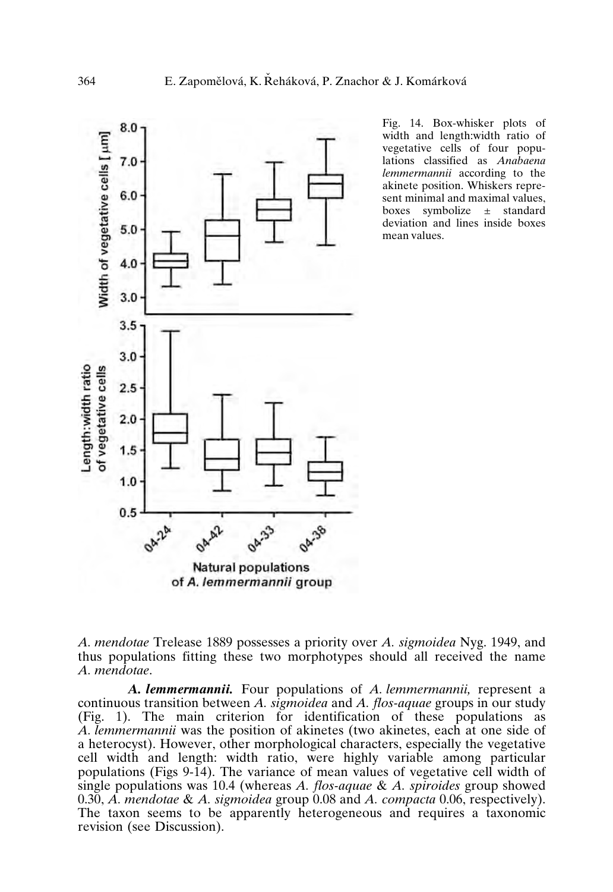Fig. 14. Box-whisker plots of width and length:width ratio of vegetative cells of four populations classified as *Anabaena lemmermannii* according to the akinete position. Whiskers represent minimal and maximal values, boxes symbolize ± standard deviation and lines inside boxes mean values.

*A. mendotae* Trelease 1889 possesses a priority over *A. sigmoidea* Nyg. 1949, and thus populations fitting these two morphotypes should all received the name *A. mendotae*.

***A. lemmermannii.*** Four populations of *A. lemmermannii,* represent a continuous transition between *A. sigmoidea* and *A. flos-aquae* groups in our study (Fig. 1). The main criterion for identification of these populations as *A. lemmermannii* was the position of akinetes (two akinetes, each at one side of a heterocyst). However, other morphological characters, especially the vegetative cell width and length: width ratio, were highly variable among particular populations (Figs 9-14). The variance of mean values of vegetative cell width of single populations was 10.4 (whereas *A. flos-aquae* & *A. spiroides* group showed 0.30, *A. mendotae* & *A. sigmoidea* group 0.08 and *A. compacta* 0.06, respectively). The taxon seems to be apparently heterogeneous and requires a taxonomic revision (see Discussion).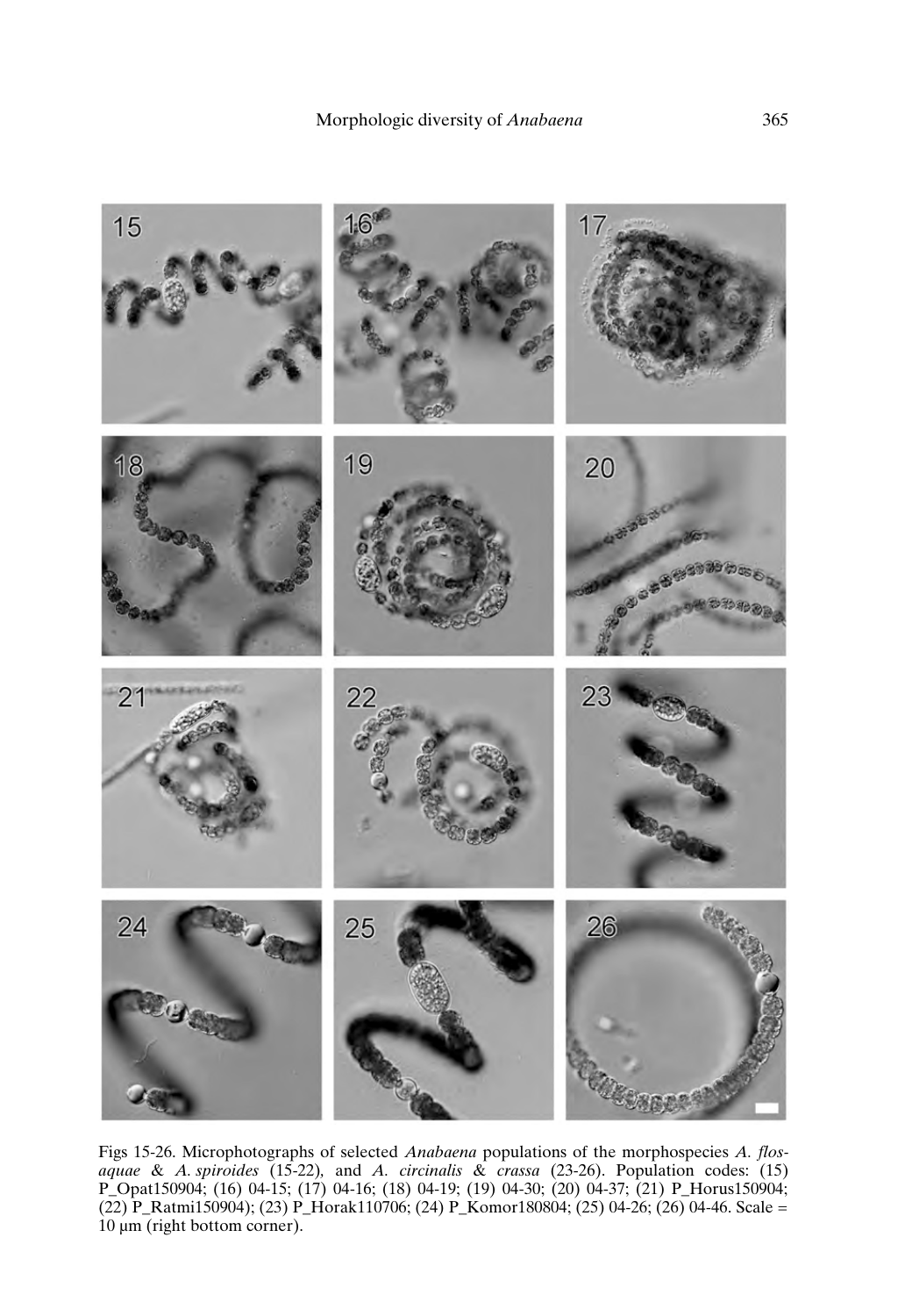Figs 15-26. Microphotographs of selected *Anabaena* populations of the morphospecies *A. flos-aquae* & *A. spiroides* (15-22), and *A. circinalis* & *crassa* (23-26). Population codes: (15) P_Opat150904; (16) 04-15; (17) 04-16; (18) 04-19; (19) 04-30; (20) 04-37; (21) P_Horus150904; (22) P_Ratmi150904); (23) P_Horak110706; (24) P_Komor180804; (25) 04-26; (26) 04-46. Scale = 10 µm (right bottom corner).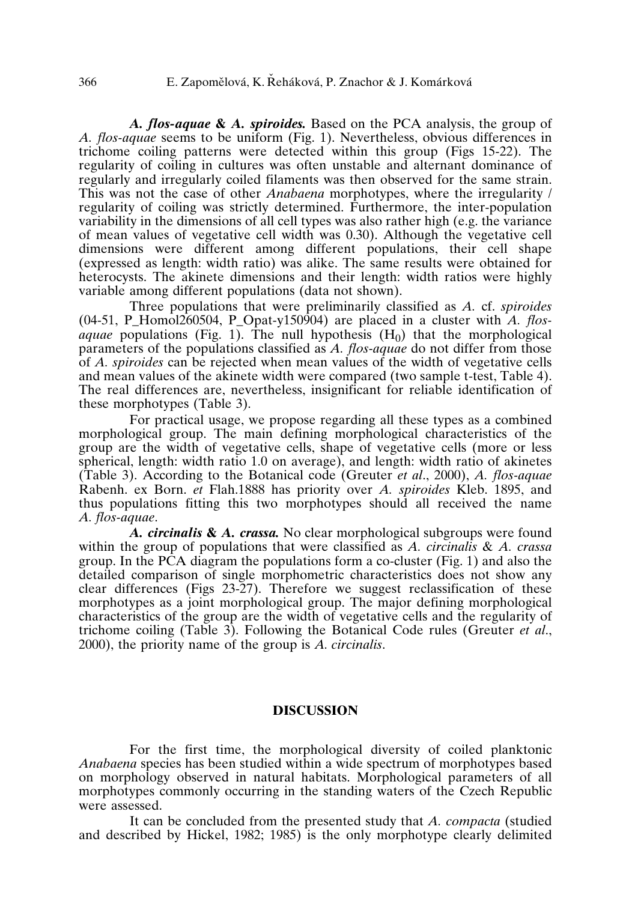***A. flos-aquae* & *A. spiroides*.** Based on the PCA analysis, the group of *A. flos-aquae* seems to be uniform (Fig. 1). Nevertheless, obvious differences in trichome coiling patterns were detected within this group (Figs 15-22). The regularity of coiling in cultures was often unstable and alternant dominance of regularly and irregularly coiled filaments was then observed for the same strain. This was not the case of other *Anabaena* morphotypes, where the irregularity / regularity of coiling was strictly determined. Furthermore, the inter-population variability in the dimensions of all cell types was also rather high (e.g. the variance of mean values of vegetative cell width was 0.30). Although the vegetative cell dimensions were different among different populations, their cell shape (expressed as length: width ratio) was alike. The same results were obtained for heterocysts. The akinete dimensions and their length: width ratios were highly variable among different populations (data not shown).

Three populations that were preliminarily classified as *A.* cf. *spiroides* (04-51, P_Homol260504, P_Opat-y150904) are placed in a cluster with *A. flos-aquae* populations (Fig. 1). The null hypothesis ($H_0$) that the morphological parameters of the populations classified as *A. flos-aquae* do not differ from those of *A. spiroides* can be rejected when mean values of the width of vegetative cells and mean values of the akinete width were compared (two sample t-test, Table 4). The real differences are, nevertheless, insignificant for reliable identification of these morphotypes (Table 3).

For practical usage, we propose regarding all these types as a combined morphological group. The main defining morphological characteristics of the group are the width of vegetative cells, shape of vegetative cells (more or less spherical, length: width ratio 1.0 on average), and length: width ratio of akinetes (Table 3). According to the Botanical code (Greuter *et al*., 2000), *A. flos-aquae* Rabenh. ex Born. *et* Flah.1888 has priority over *A. spiroides* Kleb. 1895, and thus populations fitting this two morphotypes should all received the name *A. flos-aquae*.

***A. circinalis* & *A. crassa*.** No clear morphological subgroups were found within the group of populations that were classified as *A. circinalis* & *A. crassa* group. In the PCA diagram the populations form a co-cluster (Fig. 1) and also the detailed comparison of single morphometric characteristics does not show any clear differences (Figs 23-27). Therefore we suggest reclassification of these morphotypes as a joint morphological group. The major defining morphological characteristics of the group are the width of vegetative cells and the regularity of trichome coiling (Table 3). Following the Botanical Code rules (Greuter *et al*., 2000), the priority name of the group is *A. circinalis*.

## DISCUSSION

For the first time, the morphological diversity of coiled planktonic *Anabaena* species has been studied within a wide spectrum of morphotypes based on morphology observed in natural habitats. Morphological parameters of all morphotypes commonly occurring in the standing waters of the Czech Republic were assessed.

It can be concluded from the presented study that *A. compacta* (studied and described by Hickel, 1982; 1985) is the only morphotype clearly delimited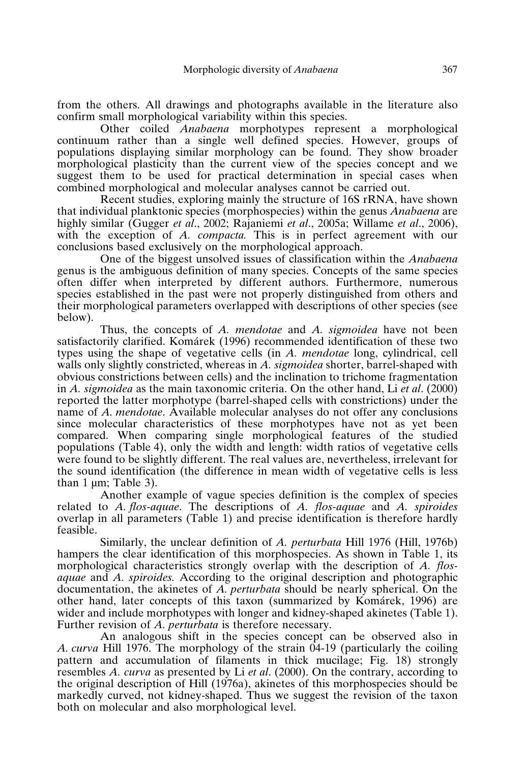from the others. All drawings and photographs available in the literature also confirm small morphological variability within this species.

Other coiled *Anabaena* morphotypes represent a morphological continuum rather than a single well defined species. However, groups of populations displaying similar morphology can be found. They show broader morphological plasticity than the current view of the species concept and we suggest them to be used for practical determination in special cases when combined morphological and molecular analyses cannot be carried out.

Recent studies, exploring mainly the structure of 16S rRNA, have shown that individual planktonic species (morphospecies) within the genus *Anabaena* are highly similar (Gugger *et al*., 2002; Rajaniemi *et al*., 2005a; Willame *et al*., 2006), with the exception of *A. compacta.* This is in perfect agreement with our conclusions based exclusively on the morphological approach.

One of the biggest unsolved issues of classification within the *Anabaena* genus is the ambiguous definition of many species. Concepts of the same species often differ when interpreted by different authors. Furthermore, numerous species established in the past were not properly distinguished from others and their morphological parameters overlapped with descriptions of other species (see below).

Thus, the concepts of *A. mendotae* and *A. sigmoidea* have not been satisfactorily clarified. Komárek (1996) recommended identification of these two types using the shape of vegetative cells (in *A. mendotae* long, cylindrical, cell walls only slightly constricted, whereas in *A. sigmoidea* shorter, barrel-shaped with obvious constrictions between cells) and the inclination to trichome fragmentation in *A. sigmoidea* as the main taxonomic criteria. On the other hand, Li *et al*. (2000) reported the latter morphotype (barrel-shaped cells with constrictions) under the name of *A. mendotae*. Available molecular analyses do not offer any conclusions since molecular characteristics of these morphotypes have not as yet been compared. When comparing single morphological features of the studied populations (Table 4), only the width and length: width ratios of vegetative cells were found to be slightly different. The real values are, nevertheless, irrelevant for the sound identification (the difference in mean width of vegetative cells is less than 1 µm; Table 3).

Another example of vague species definition is the complex of species related to *A. flos-aquae*. The descriptions of *A. flos-aquae* and *A. spiroides* overlap in all parameters (Table 1) and precise identification is therefore hardly feasible.

Similarly, the unclear definition of *A. perturbata* Hill 1976 (Hill, 1976b) hampers the clear identification of this morphospecies. As shown in Table 1, its morphological characteristics strongly overlap with the description of *A. flos-aquae* and *A. spiroides.* According to the original description and photographic documentation, the akinetes of *A. perturbata* should be nearly spherical. On the other hand, later concepts of this taxon (summarized by Komárek, 1996) are wider and include morphotypes with longer and kidney-shaped akinetes (Table 1). Further revision of *A. perturbata* is therefore necessary.

An analogous shift in the species concept can be observed also in *A. curva* Hill 1976. The morphology of the strain 04-19 (particularly the coiling pattern and accumulation of filaments in thick mucilage; Fig. 18) strongly resembles *A. curva* as presented by Li *et al*. (2000). On the contrary, according to the original description of Hill (1976a), akinetes of this morphospecies should be markedly curved, not kidney-shaped. Thus we suggest the revision of the taxon both on molecular and also morphological level.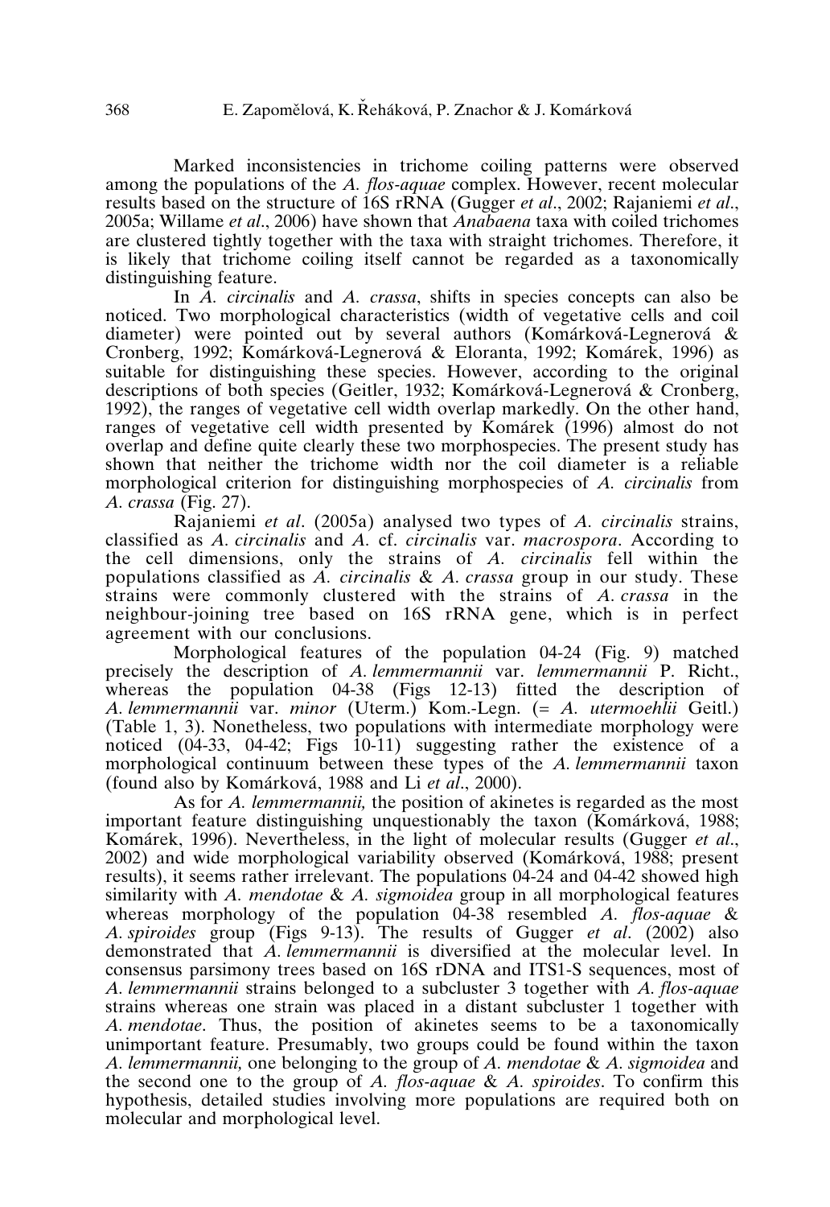Marked inconsistencies in trichome coiling patterns were observed among the populations of the *A. flos-aquae* complex. However, recent molecular results based on the structure of 16S rRNA (Gugger *et al*., 2002; Rajaniemi *et al*., 2005a; Willame *et al*., 2006) have shown that *Anabaena* taxa with coiled trichomes are clustered tightly together with the taxa with straight trichomes. Therefore, it is likely that trichome coiling itself cannot be regarded as a taxonomically distinguishing feature.

In *A. circinalis* and *A. crassa*, shifts in species concepts can also be noticed. Two morphological characteristics (width of vegetative cells and coil diameter) were pointed out by several authors (Komárková-Legnerová & Cronberg, 1992; Komárková-Legnerová & Eloranta, 1992; Komárek, 1996) as suitable for distinguishing these species. However, according to the original descriptions of both species (Geitler, 1932; Komárková-Legnerová & Cronberg, 1992), the ranges of vegetative cell width overlap markedly. On the other hand, ranges of vegetative cell width presented by Komárek (1996) almost do not overlap and define quite clearly these two morphospecies. The present study has shown that neither the trichome width nor the coil diameter is a reliable morphological criterion for distinguishing morphospecies of *A. circinalis* from *A. crassa* (Fig. 27).

Rajaniemi *et al*. (2005a) analysed two types of *A. circinalis* strains, classified as *A. circinalis* and *A.* cf. *circinalis* var. *macrospora*. According to the cell dimensions, only the strains of *A. circinalis* fell within the populations classified as *A. circinalis* & *A. crassa* group in our study. These strains were commonly clustered with the strains of *A. crassa* in the neighbour-joining tree based on 16S rRNA gene, which is in perfect agreement with our conclusions.

Morphological features of the population 04-24 (Fig. 9) matched precisely the description of *A. lemmermannii* var. *lemmermannii* P. Richt., whereas the population 04-38 (Figs 12-13) fitted the description of *A. lemmermannii* var. *minor* (Uterm.) Kom.-Legn. (= *A. utermoehlii* Geitl.) (Table 1, 3). Nonetheless, two populations with intermediate morphology were noticed (04-33, 04-42; Figs 10-11) suggesting rather the existence of a morphological continuum between these types of the *A. lemmermannii* taxon (found also by Komárková, 1988 and Li *et al*., 2000).

As for *A. lemmermannii,* the position of akinetes is regarded as the most important feature distinguishing unquestionably the taxon (Komárková, 1988; Komárek, 1996). Nevertheless, in the light of molecular results (Gugger *et al*., 2002) and wide morphological variability observed (Komárková, 1988; present results), it seems rather irrelevant. The populations 04-24 and 04-42 showed high similarity with *A. mendotae* & *A. sigmoidea* group in all morphological features whereas morphology of the population 04-38 resembled *A. flos-aquae* & *A. spiroides* group (Figs 9-13). The results of Gugger *et al*. (2002) also demonstrated that *A. lemmermannii* is diversified at the molecular level. In consensus parsimony trees based on 16S rDNA and ITS1-S sequences, most of *A. lemmermannii* strains belonged to a subcluster 3 together with *A. flos-aquae* strains whereas one strain was placed in a distant subcluster 1 together with *A. mendotae*. Thus, the position of akinetes seems to be a taxonomically unimportant feature. Presumably, two groups could be found within the taxon *A. lemmermannii,* one belonging to the group of *A. mendotae* & *A. sigmoidea* and the second one to the group of *A. flos-aquae* & *A. spiroides*. To confirm this hypothesis, detailed studies involving more populations are required both on molecular and morphological level.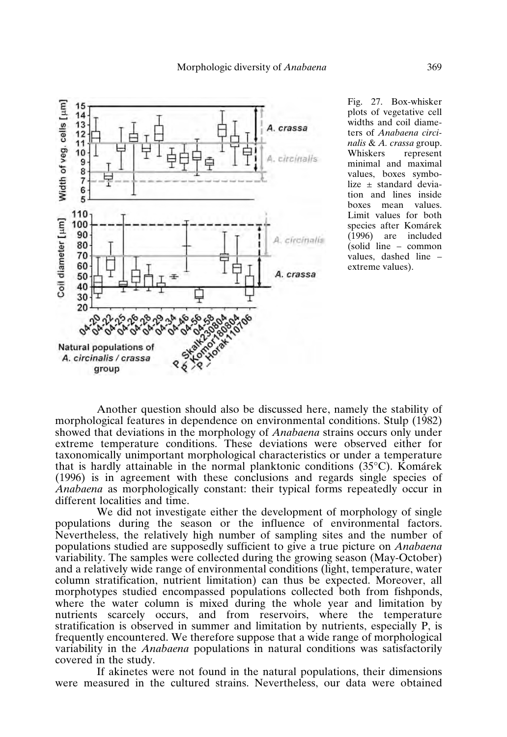Fig. 27. Box-whisker plots of vegetative cell widths and coil diameters of *Anabaena circinalis* & *A. crassa* group. Whiskers represent minimal and maximal values, boxes symbolize ± standard deviation and lines inside boxes mean values. Limit values for both species after Komárek (1996) are included (solid line – common values, dashed line – extreme values).

Another question should also be discussed here, namely the stability of morphological features in dependence on environmental conditions. Stulp (1982) showed that deviations in the morphology of *Anabaena* strains occurs only under extreme temperature conditions. These deviations were observed either for taxonomically unimportant morphological characteristics or under a temperature that is hardly attainable in the normal planktonic conditions (35°C). Komárek (1996) is in agreement with these conclusions and regards single species of *Anabaena* as morphologically constant: their typical forms repeatedly occur in different localities and time.

We did not investigate either the development of morphology of single populations during the season or the influence of environmental factors. Nevertheless, the relatively high number of sampling sites and the number of populations studied are supposedly sufficient to give a true picture on *Anabaena* variability. The samples were collected during the growing season (May-October) and a relatively wide range of environmental conditions (light, temperature, water column stratification, nutrient limitation) can thus be expected. Moreover, all morphotypes studied encompassed populations collected both from fishponds, where the water column is mixed during the whole year and limitation by nutrients scarcely occurs, and from reservoirs, where the temperature stratification is observed in summer and limitation by nutrients, especially P, is frequently encountered. We therefore suppose that a wide range of morphological variability in the *Anabaena* populations in natural conditions was satisfactorily covered in the study.

If akinetes were not found in the natural populations, their dimensions were measured in the cultured strains. Nevertheless, our data were obtained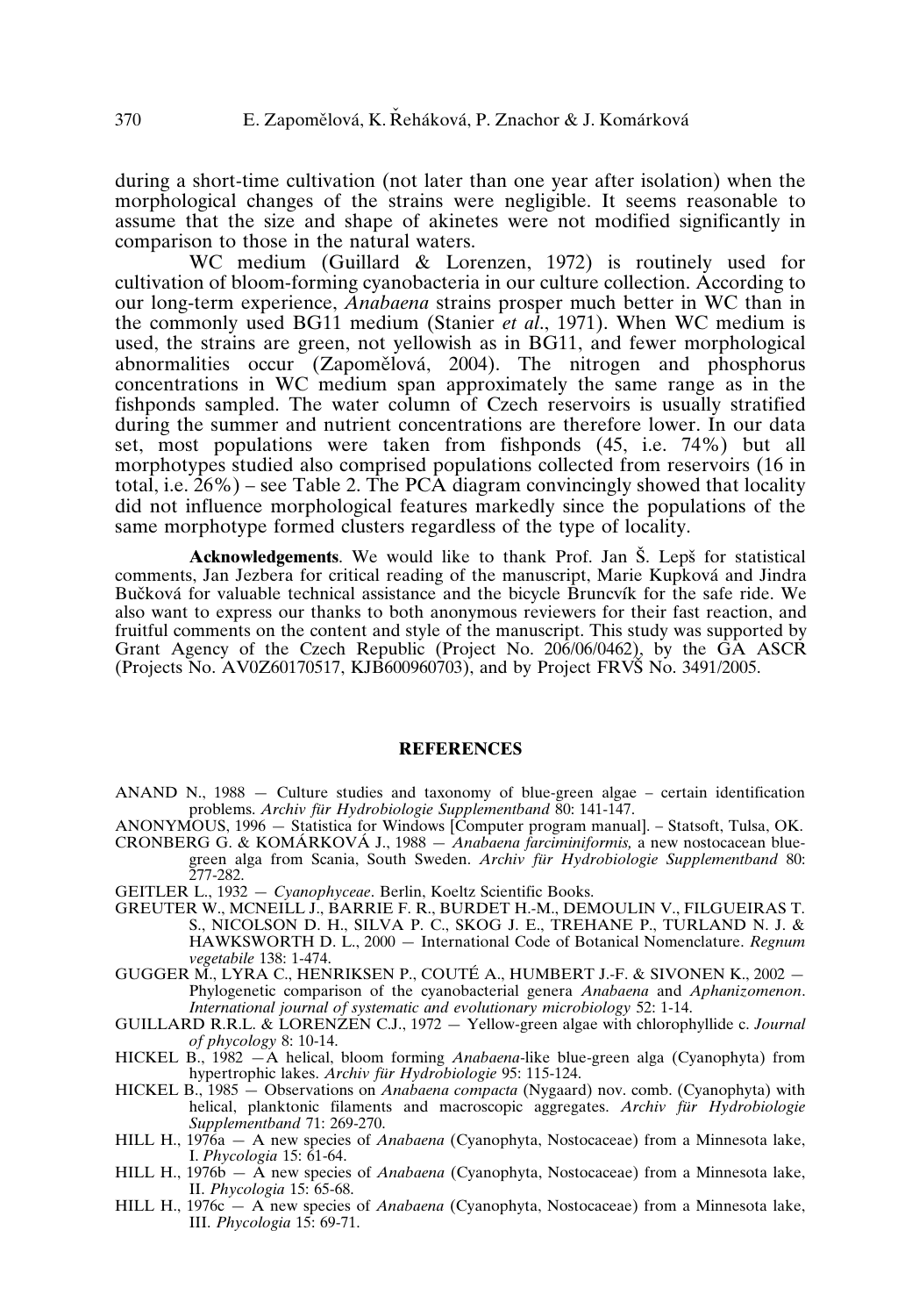during a short-time cultivation (not later than one year after isolation) when the morphological changes of the strains were negligible. It seems reasonable to assume that the size and shape of akinetes were not modified significantly in comparison to those in the natural waters.

WC medium (Guillard & Lorenzen, 1972) is routinely used for cultivation of bloom-forming cyanobacteria in our culture collection. According to our long-term experience, *Anabaena* strains prosper much better in WC than in the commonly used BG11 medium (Stanier *et al*., 1971). When WC medium is used, the strains are green, not yellowish as in BG11, and fewer morphological abnormalities occur (Zapomělová, 2004). The nitrogen and phosphorus concentrations in WC medium span approximately the same range as in the fishponds sampled. The water column of Czech reservoirs is usually stratified during the summer and nutrient concentrations are therefore lower. In our data set, most populations were taken from fishponds (45, i.e. 74%) but all morphotypes studied also comprised populations collected from reservoirs (16 in total, i.e. 26%) – see Table 2. The PCA diagram convincingly showed that locality did not influence morphological features markedly since the populations of the same morphotype formed clusters regardless of the type of locality.

**Acknowledgements**. We would like to thank Prof. Jan Š. Lepš for statistical comments, Jan Jezbera for critical reading of the manuscript, Marie Kupková and Jindra Bučková for valuable technical assistance and the bicycle Bruncvík for the safe ride. We also want to express our thanks to both anonymous reviewers for their fast reaction, and fruitful comments on the content and style of the manuscript. This study was supported by Grant Agency of the Czech Republic (Project No. 206/06/0462), by the GA ASCR (Projects No. AV0Z60170517, KJB600960703), and by Project FRVŠ No. 3491/2005.

## REFERENCES

ANAND N., 1988 — Culture studies and taxonomy of blue-green algae – certain identification problems. *Archiv für Hydrobiologie Supplementband* 80: 141-147.

ANONYMOUS, 1996 — Statistica for Windows [Computer program manual]. – Statsoft, Tulsa, OK.

CRONBERG G. & KOMÁRKOVÁ J., 1988 — *Anabaena farciminiformis,* a new nostocacean blue-green alga from Scania, South Sweden. *Archiv für Hydrobiologie Supplementband* 80: 277-282.

GEITLER L., 1932 — *Cyanophyceae*. Berlin, Koeltz Scientific Books.

GREUTER W., MCNEILL J., BARRIE F. R., BURDET H.-M., DEMOULIN V., FILGUEIRAS T. S., NICOLSON D. H., SILVA P. C., SKOG J. E., TREHANE P., TURLAND N. J. & HAWKSWORTH D. L., 2000 — International Code of Botanical Nomenclature. *Regnum vegetabile* 138: 1-474.

GUGGER M., LYRA C., HENRIKSEN P., COUTÉ A., HUMBERT J.-F. & SIVONEN K., 2002 — Phylogenetic comparison of the cyanobacterial genera *Anabaena* and *Aphanizomenon*. *International journal of systematic and evolutionary microbiology* 52: 1-14.

GUILLARD R.R.L. & LORENZEN C.J., 1972 — Yellow-green algae with chlorophyllide c. *Journal of phycology* 8: 10-14.

HICKEL B., 1982 — A helical, bloom forming *Anabaena*-like blue-green alga (Cyanophyta) from hypertrophic lakes. *Archiv für Hydrobiologie* 95: 115-124.

HICKEL B., 1985 — Observations on *Anabaena compacta* (Nygaard) nov. comb. (Cyanophyta) with helical, planktonic filaments and macroscopic aggregates. *Archiv für Hydrobiologie Supplementband* 71: 269-270.

HILL H., 1976a — A new species of *Anabaena* (Cyanophyta, Nostocaceae) from a Minnesota lake, I. *Phycologia* 15: 61-64.

HILL H., 1976b — A new species of *Anabaena* (Cyanophyta, Nostocaceae) from a Minnesota lake, II. *Phycologia* 15: 65-68.

HILL H., 1976c — A new species of *Anabaena* (Cyanophyta, Nostocaceae) from a Minnesota lake, III. *Phycologia* 15: 69-71.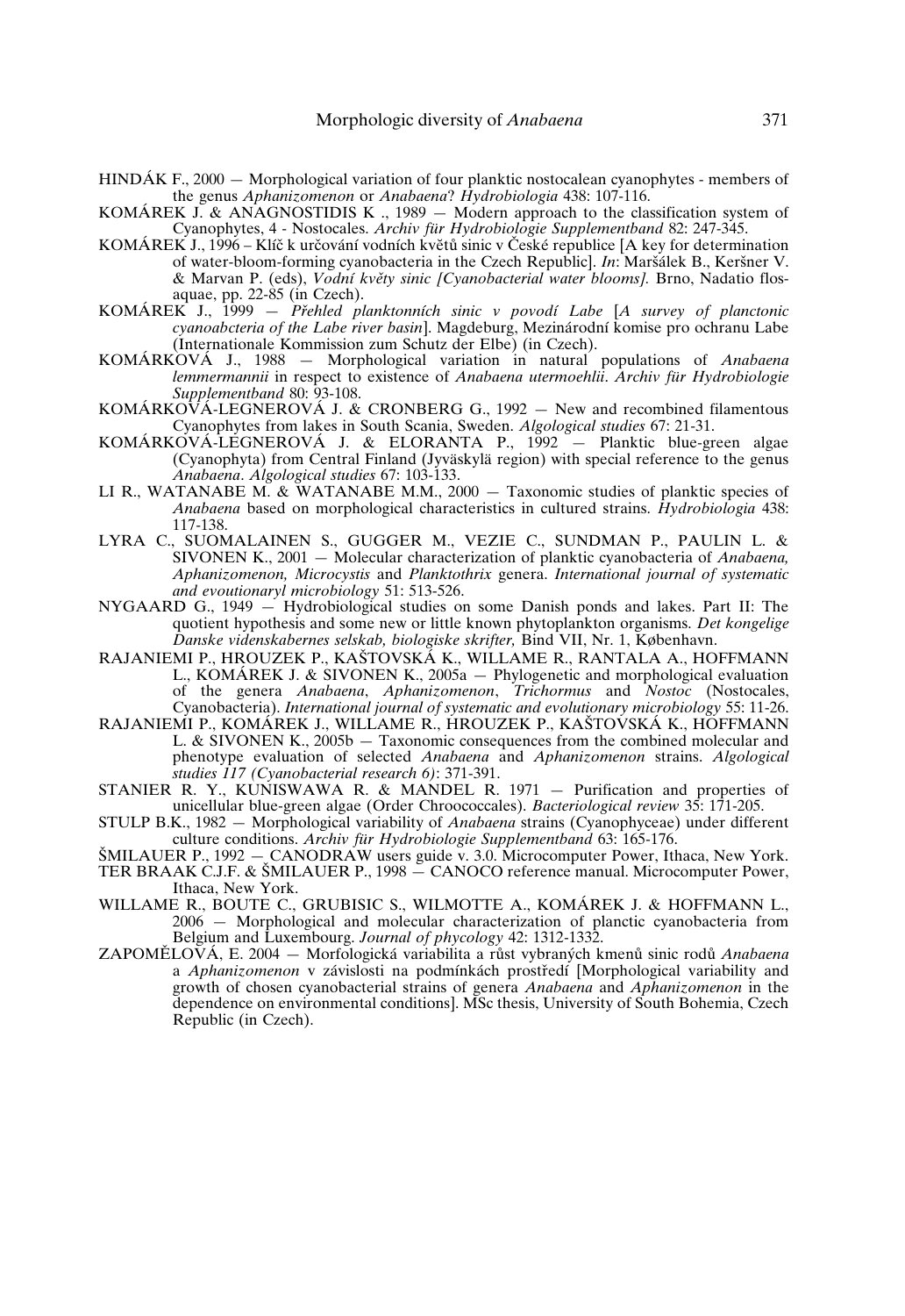HINDÁK F., 2000 — Morphological variation of four planktic nostocalean cyanophytes - members of the genus *Aphanizomenon* or *Anabaena*? *Hydrobiologia* 438: 107-116.

KOMÁREK J. & ANAGNOSTIDIS K ., 1989 — Modern approach to the classification system of Cyanophytes, 4 - Nostocales. *Archiv für Hydrobiologie Supplementband* 82: 247-345.

KOMÁREK J., 1996 – Klíč k určování vodních květů sinic v České republice [A key for determination of water-bloom-forming cyanobacteria in the Czech Republic]. *In*: Maršálek B., Keršner V. & Marvan P. (eds), *Vodní květy sinic [Cyanobacterial water blooms].* Brno, Nadatio flos-aquae, pp. 22-85 (in Czech).

KOMÁREK J., 1999 — *Přehled planktonních sinic v povodí Labe* [*A survey of planctonic cyanoabcteria of the Labe river basin*]. Magdeburg, Mezinárodní komise pro ochranu Labe (Internationale Kommission zum Schutz der Elbe) (in Czech).

KOMÁRKOVÁ J., 1988 — Morphological variation in natural populations of *Anabaena lemmermannii* in respect to existence of *Anabaena utermoehlii*. *Archiv für Hydrobiologie Supplementband* 80: 93-108.

KOMÁRKOVÁ-LEGNEROVÁ J. & CRONBERG G., 1992 — New and recombined filamentous Cyanophytes from lakes in South Scania, Sweden. *Algological studies* 67: 21-31.

KOMÁRKOVÁ-LEGNEROVÁ J. & ELORANTA P., 1992 — Planktic blue-green algae (Cyanophyta) from Central Finland (Jyväskylä region) with special reference to the genus *Anabaena*. *Algological studies* 67: 103-133.

LI R., WATANABE M. & WATANABE M.M., 2000 — Taxonomic studies of planktic species of *Anabaena* based on morphological characteristics in cultured strains. *Hydrobiologia* 438: 117-138.

LYRA C., SUOMALAINEN S., GUGGER M., VEZIE C., SUNDMAN P., PAULIN L. & SIVONEN K., 2001 — Molecular characterization of planktic cyanobacteria of *Anabaena, Aphanizomenon, Microcystis* and *Planktothrix* genera. *International journal of systematic and evoutionaryl microbiology* 51: 513-526.

NYGAARD G., 1949 — Hydrobiological studies on some Danish ponds and lakes. Part II: The quotient hypothesis and some new or little known phytoplankton organisms. *Det kongelige Danske videnskabernes selskab, biologiske skrifter,* Bind VII, Nr. 1, København.

RAJANIEMI P., HROUZEK P., KAŠTOVSKÁ K., WILLAME R., RANTALA A., HOFFMANN L., KOMÁREK J. & SIVONEN K., 2005a — Phylogenetic and morphological evaluation of the genera *Anabaena*, *Aphanizomenon*, *Trichormus* and *Nostoc* (Nostocales, Cyanobacteria). *International journal of systematic and evolutionary microbiology* 55: 11-26.

RAJANIEMI P., KOMÁREK J., WILLAME R., HROUZEK P., KAŠTOVSKÁ K., HOFFMANN L. & SIVONEN K., 2005b — Taxonomic consequences from the combined molecular and phenotype evaluation of selected *Anabaena* and *Aphanizomenon* strains. *Algological studies 117 (Cyanobacterial research 6)*: 371-391.

STANIER R. Y., KUNISWAWA R. & MANDEL R. 1971 — Purification and properties of unicellular blue-green algae (Order Chroococcales). *Bacteriological review* 35: 171-205.

STULP B.K., 1982 — Morphological variability of *Anabaena* strains (Cyanophyceae) under different culture conditions. *Archiv für Hydrobiologie Supplementband* 63: 165-176.

ŠMILAUER P., 1992 — CANODRAW users guide v. 3.0. Microcomputer Power, Ithaca, New York.

TER BRAAK C.J.F. & ŠMILAUER P., 1998 — CANOCO reference manual. Microcomputer Power, Ithaca, New York.

WILLAME R., BOUTE C., GRUBISIC S., WILMOTTE A., KOMÁREK J. & HOFFMANN L., 2006 — Morphological and molecular characterization of planctic cyanobacteria from Belgium and Luxembourg. *Journal of phycology* 42: 1312-1332.

ZAPOMĚLOVÁ, E. 2004 — Morfologická variabilita a růst vybraných kmenů sinic rodů *Anabaena* a *Aphanizomenon* v závislosti na podmínkách prostředí [Morphological variability and growth of chosen cyanobacterial strains of genera *Anabaena* and *Aphanizomenon* in the dependence on environmental conditions]. MSc thesis, University of South Bohemia, Czech Republic (in Czech).